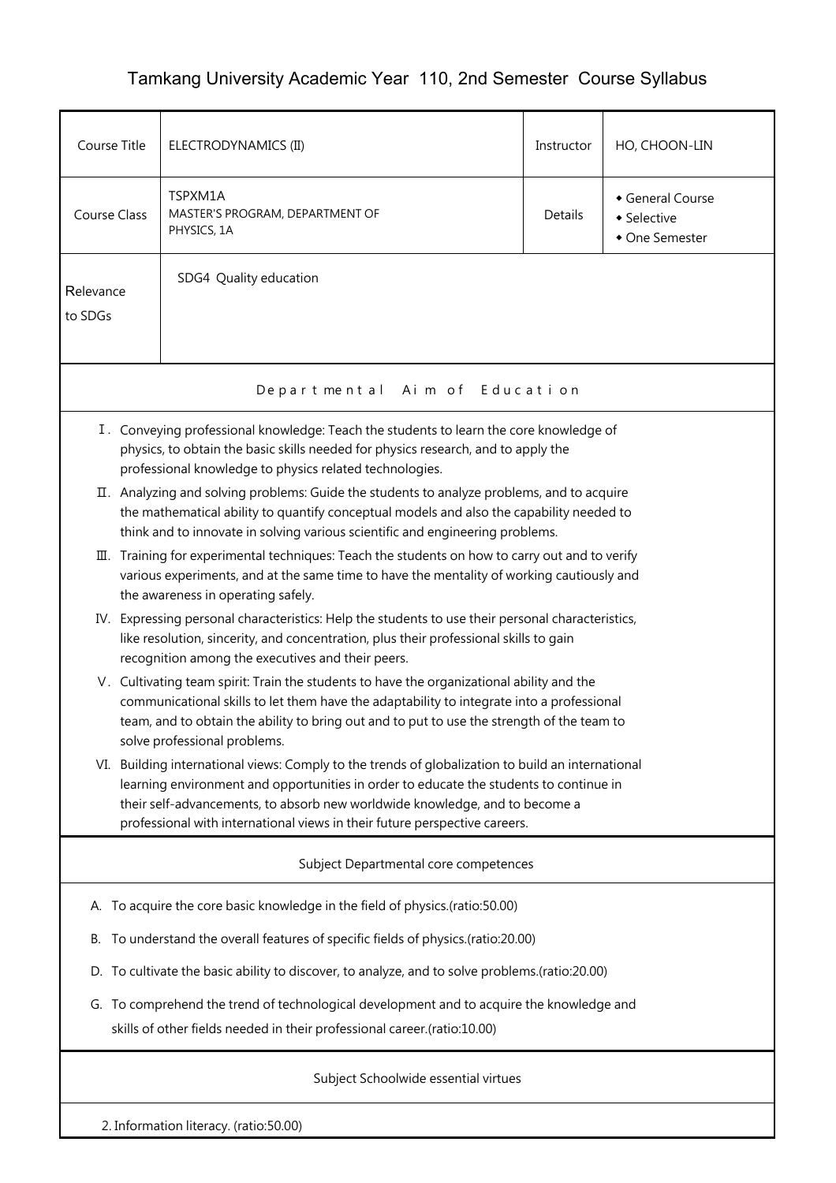# Tamkang University Academic Year 110, 2nd Semester Course Syllabus

| Course Title | ELECTRODYNAMICS (II) | Instructor | HO, CHOON-LIN |
|---|---|---|---|
| Course Class | TSPXM1A<br>MASTER'S PROGRAM, DEPARTMENT OF PHYSICS, 1A | Details | ◆ General Course<br>◆ Selective<br>◆ One Semester |
| Relevance to SDGs | SDG4 Quality education | | |

## Departmental Aim of Education

Ⅰ. Conveying professional knowledge: Teach the students to learn the core knowledge of physics, to obtain the basic skills needed for physics research, and to apply the professional knowledge to physics related technologies.

Ⅱ. Analyzing and solving problems: Guide the students to analyze problems, and to acquire the mathematical ability to quantify conceptual models and also the capability needed to think and to innovate in solving various scientific and engineering problems.

Ⅲ. Training for experimental techniques: Teach the students on how to carry out and to verify various experiments, and at the same time to have the mentality of working cautiously and the awareness in operating safely.

IV. Expressing personal characteristics: Help the students to use their personal characteristics, like resolution, sincerity, and concentration, plus their professional skills to gain recognition among the executives and their peers.

Ⅴ. Cultivating team spirit: Train the students to have the organizational ability and the communicational skills to let them have the adaptability to integrate into a professional team, and to obtain the ability to bring out and to put to use the strength of the team to solve professional problems.

VI. Building international views: Comply to the trends of globalization to build an international learning environment and opportunities in order to educate the students to continue in their self-advancements, to absorb new worldwide knowledge, and to become a professional with international views in their future perspective careers.

## Subject Departmental core competences

A. To acquire the core basic knowledge in the field of physics.(ratio:50.00)

B. To understand the overall features of specific fields of physics.(ratio:20.00)

D. To cultivate the basic ability to discover, to analyze, and to solve problems.(ratio:20.00)

G. To comprehend the trend of technological development and to acquire the knowledge and skills of other fields needed in their professional career.(ratio:10.00)

## Subject Schoolwide essential virtues

2. Information literacy. (ratio:50.00)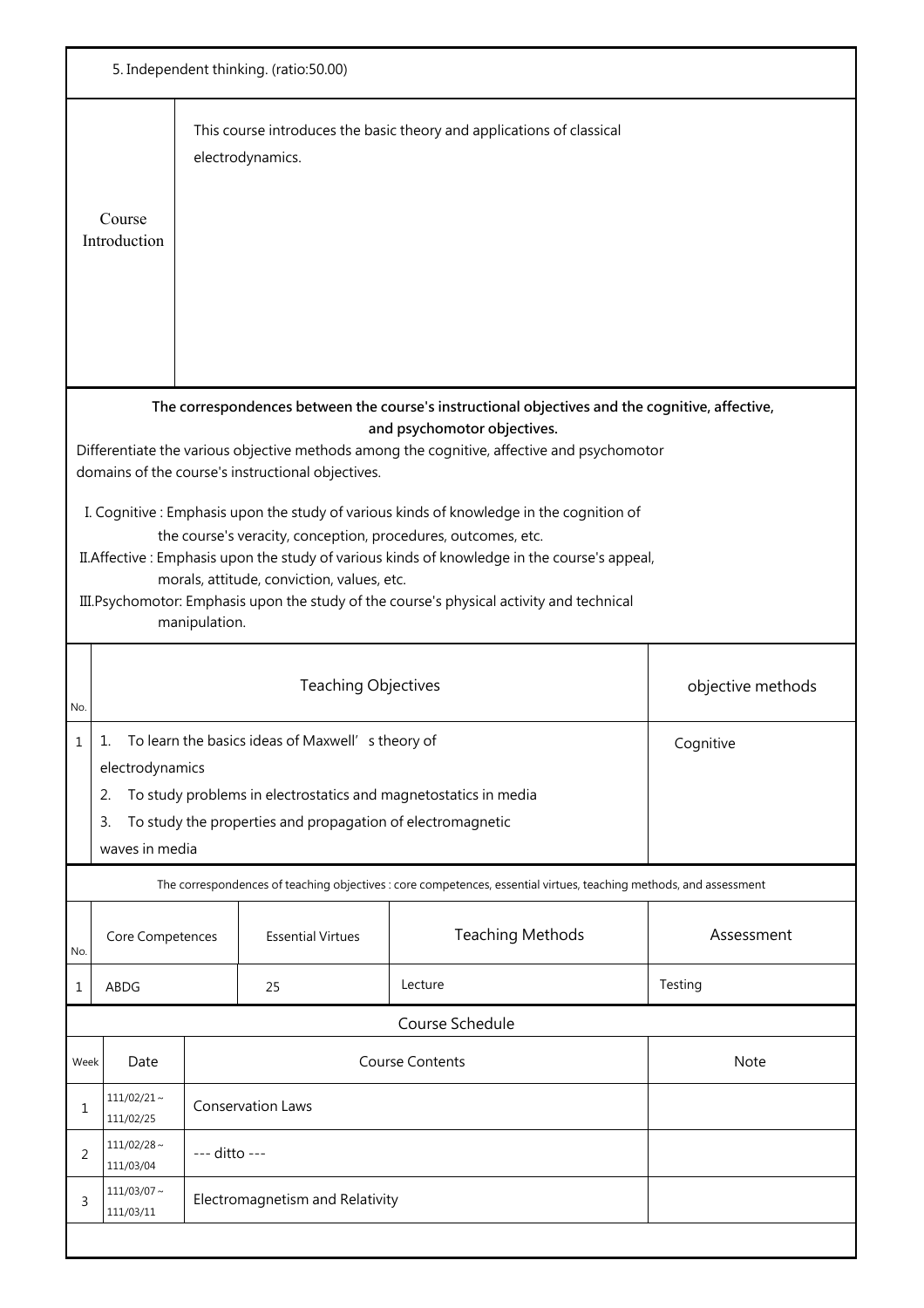5. Independent thinking. (ratio:50.00)

| Course Introduction | This course introduces the basic theory and applications of classical electrodynamics. |
|---|---|

**The correspondences between the course's instructional objectives and the cognitive, affective, and psychomotor objectives.**

Differentiate the various objective methods among the cognitive, affective and psychomotor domains of the course's instructional objectives.

I. Cognitive : Emphasis upon the study of various kinds of knowledge in the cognition of the course's veracity, conception, procedures, outcomes, etc.

II.Affective : Emphasis upon the study of various kinds of knowledge in the course's appeal, morals, attitude, conviction, values, etc.

III.Psychomotor: Emphasis upon the study of the course's physical activity and technical manipulation.

| No. | Teaching Objectives | objective methods |
|---|---|---|
| 1 | 1. To learn the basics ideas of Maxwell' s theory of electrodynamics<br>2. To study problems in electrostatics and magnetostatics in media<br>3. To study the properties and propagation of electromagnetic waves in media | Cognitive |

The correspondences of teaching objectives : core competences, essential virtues, teaching methods, and assessment

| No. | Core Competences | Essential Virtues | Teaching Methods | Assessment |
|---|---|---|---|---|
| 1 | ABDG | 25 | Lecture | Testing |

Course Schedule

| Week | Date | Course Contents | Note |
|---|---|---|---|
| 1 | 111/02/21 ~ 111/02/25 | Conservation Laws | |
| 2 | 111/02/28 ~ 111/03/04 | --- ditto --- | |
| 3 | 111/03/07 ~ 111/03/11 | Electromagnetism and Relativity | |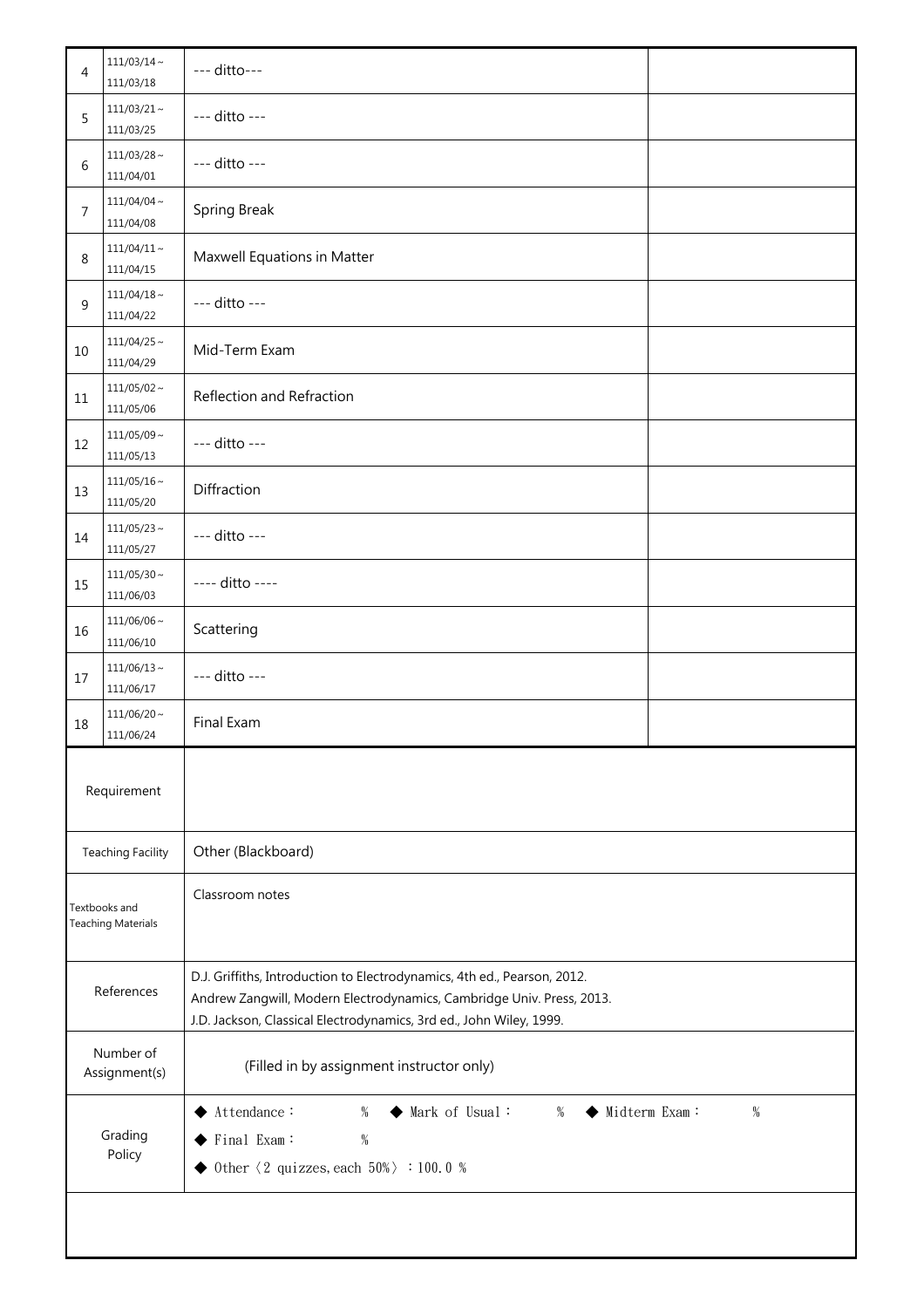| | | | |
|---|---|---|---|
| 4 | 111/03/14～111/03/18 | --- ditto--- | |
| 5 | 111/03/21～111/03/25 | --- ditto --- | |
| 6 | 111/03/28～111/04/01 | --- ditto --- | |
| 7 | 111/04/04～111/04/08 | Spring Break | |
| 8 | 111/04/11～111/04/15 | Maxwell Equations in Matter | |
| 9 | 111/04/18～111/04/22 | --- ditto --- | |
| 10 | 111/04/25～111/04/29 | Mid-Term Exam | |
| 11 | 111/05/02～111/05/06 | Reflection and Refraction | |
| 12 | 111/05/09～111/05/13 | --- ditto --- | |
| 13 | 111/05/16～111/05/20 | Diffraction | |
| 14 | 111/05/23～111/05/27 | --- ditto --- | |
| 15 | 111/05/30～111/06/03 | ---- ditto ---- | |
| 16 | 111/06/06～111/06/10 | Scattering | |
| 17 | 111/06/13～111/06/17 | --- ditto --- | |
| 18 | 111/06/20～111/06/24 | Final Exam | |

| | |
|---|---|
| Requirement | |
| Teaching Facility | Other (Blackboard) |
| Textbooks and Teaching Materials | Classroom notes |
| References | D.J. Griffiths, Introduction to Electrodynamics, 4th ed., Pearson, 2012.<br>Andrew Zangwill, Modern Electrodynamics, Cambridge Univ. Press, 2013.<br>J.D. Jackson, Classical Electrodynamics, 3rd ed., John Wiley, 1999. |
| Number of Assignment(s) | (Filled in by assignment instructor only) |
| Grading Policy | ◆ Attendance： %　◆ Mark of Usual： %　◆ Midterm Exam： %<br>◆ Final Exam： %<br>◆ Other〈2 quizzes,each 50%〉：100.0 % |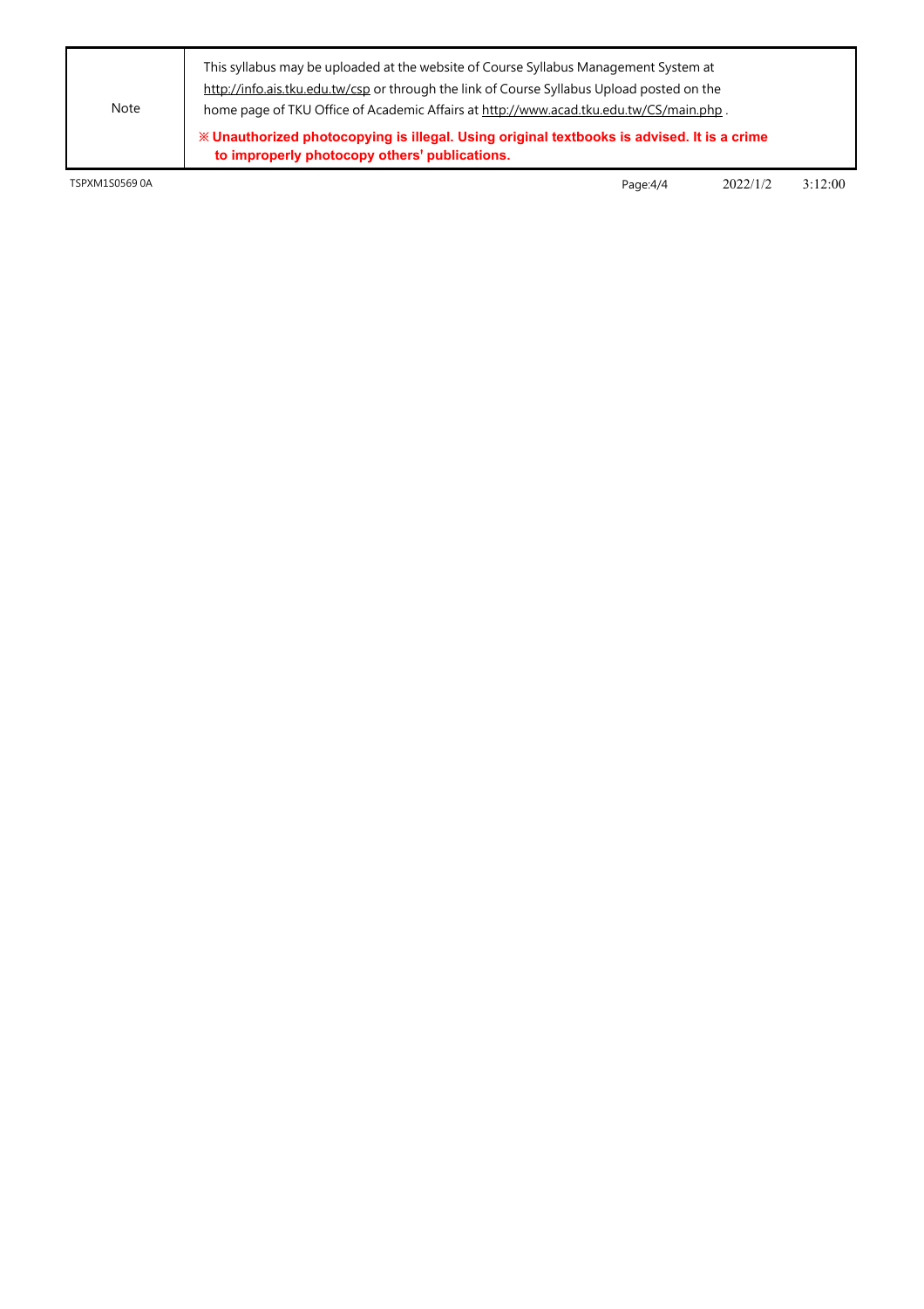| | |
|---|---|
| Note | This syllabus may be uploaded at the website of Course Syllabus Management System at http://info.ais.tku.edu.tw/csp or through the link of Course Syllabus Upload posted on the home page of TKU Office of Academic Affairs at http://www.acad.tku.edu.tw/CS/main.php .<br><br>**※ Unauthorized photocopying is illegal. Using original textbooks is advised. It is a crime to improperly photocopy others' publications.** |